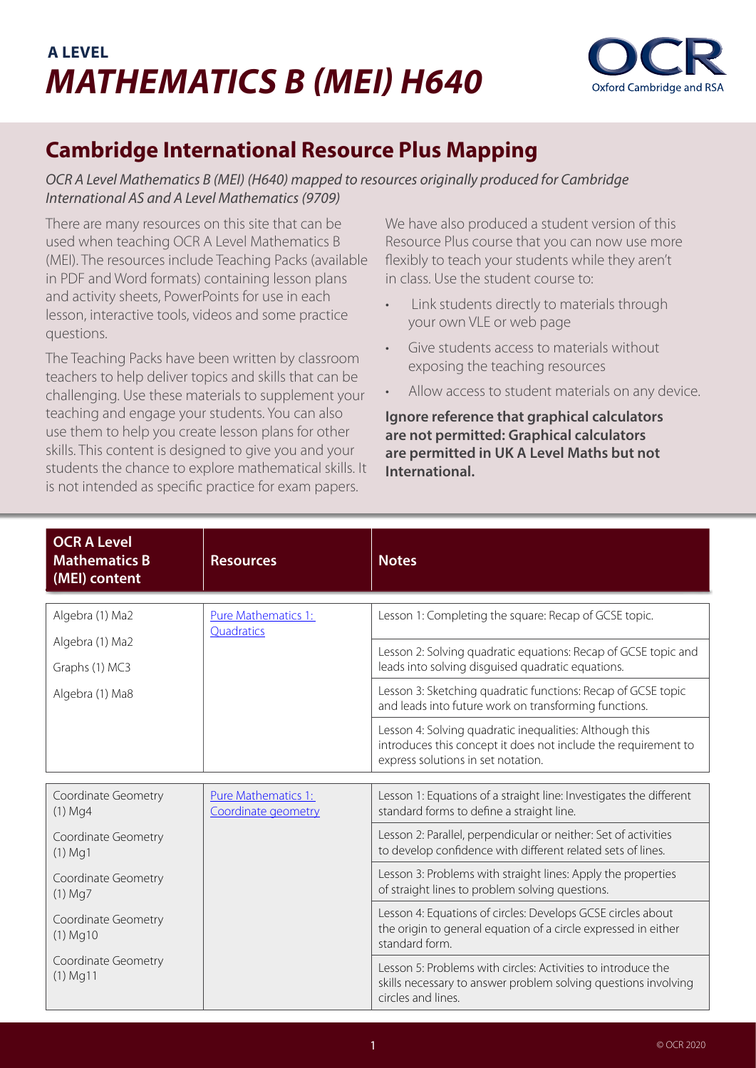**A LEVEL**

# *MATHEMATICS B (MEI) H640*

## Cambridge International Resource Plus Mapping

*OCR A Level Mathematics B (MEI) (H640) mapped to resources originally produced for Cambridge International AS and A Level Mathematics (9709)*

There are many resources on this site that can be used when teaching OCR A Level Mathematics B (MEI). The resources include Teaching Packs (available in PDF and Word formats) containing lesson plans and activity sheets, PowerPoints for use in each lesson, interactive tools, videos and some practice questions.

The Teaching Packs have been written by classroom teachers to help deliver topics and skills that can be challenging. Use these materials to supplement your teaching and engage your students. You can also use them to help you create lesson plans for other skills. This content is designed to give you and your students the chance to explore mathematical skills. It is not intended as specific practice for exam papers.

We have also produced a student version of this Resource Plus course that you can now use more flexibly to teach your students while they aren't in class. Use the student course to:

- Link students directly to materials through your own VLE or web page
- Give students access to materials without exposing the teaching resources
- Allow access to student materials on any device.

**Ignore reference that graphical calculators are not permitted: Graphical calculators are permitted in UK A Level Maths but not International.**

| OCR A Level Mathematics B (MEI) content | Resources | Notes |
|---|---|---|
| Algebra (1) Ma2 | Pure Mathematics 1: Quadratics | Lesson 1: Completing the square: Recap of GCSE topic. |
| Algebra (1) Ma2<br>Graphs (1) MC3 | | Lesson 2: Solving quadratic equations: Recap of GCSE topic and leads into solving disguised quadratic equations. |
| Algebra (1) Ma8 | | Lesson 3: Sketching quadratic functions: Recap of GCSE topic and leads into future work on transforming functions. |
| | | Lesson 4: Solving quadratic inequalities: Although this introduces this concept it does not include the requirement to express solutions in set notation. |
| Coordinate Geometry (1) Mg4 | Pure Mathematics 1: Coordinate geometry | Lesson 1: Equations of a straight line: Investigates the different standard forms to define a straight line. |
| Coordinate Geometry (1) Mg1 | | Lesson 2: Parallel, perpendicular or neither: Set of activities to develop confidence with different related sets of lines. |
| Coordinate Geometry (1) Mg7 | | Lesson 3: Problems with straight lines: Apply the properties of straight lines to problem solving questions. |
| Coordinate Geometry (1) Mg10 | | Lesson 4: Equations of circles: Develops GCSE circles about the origin to general equation of a circle expressed in either standard form. |
| Coordinate Geometry (1) Mg11 | | Lesson 5: Problems with circles: Activities to introduce the skills necessary to answer problem solving questions involving circles and lines. |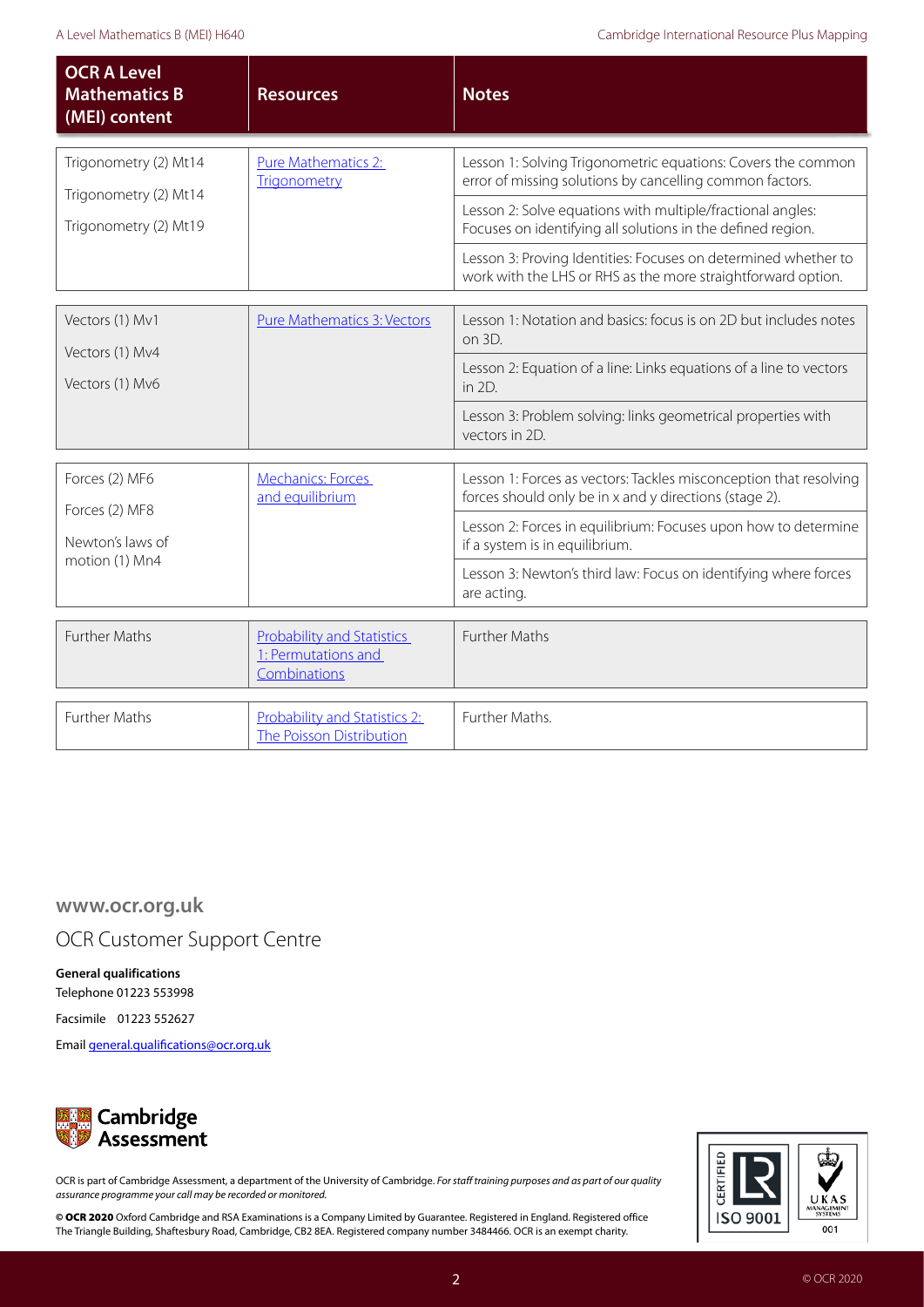| OCR A Level Mathematics B (MEI) content | Resources | Notes |
|---|---|---|
| Trigonometry (2) Mt14<br>Trigonometry (2) Mt14<br>Trigonometry (2) Mt19 | Pure Mathematics 2: Trigonometry | Lesson 1: Solving Trigonometric equations: Covers the common error of missing solutions by cancelling common factors.<br>Lesson 2: Solve equations with multiple/fractional angles: Focuses on identifying all solutions in the defined region.<br>Lesson 3: Proving Identities: Focuses on determined whether to work with the LHS or RHS as the more straightforward option. |
| Vectors (1) Mv1<br>Vectors (1) Mv4<br>Vectors (1) Mv6 | Pure Mathematics 3: Vectors | Lesson 1: Notation and basics: focus is on 2D but includes notes on 3D.<br>Lesson 2: Equation of a line: Links equations of a line to vectors in 2D.<br>Lesson 3: Problem solving: links geometrical properties with vectors in 2D. |
| Forces (2) MF6<br>Forces (2) MF8<br>Newton's laws of motion (1) Mn4 | Mechanics: Forces and equilibrium | Lesson 1: Forces as vectors: Tackles misconception that resolving forces should only be in x and y directions (stage 2).<br>Lesson 2: Forces in equilibrium: Focuses upon how to determine if a system is in equilibrium.<br>Lesson 3: Newton's third law: Focus on identifying where forces are acting. |
| Further Maths | Probability and Statistics 1: Permutations and Combinations | Further Maths |
| Further Maths | Probability and Statistics 2: The Poisson Distribution | Further Maths. |

**www.ocr.org.uk**

OCR Customer Support Centre

**General qualifications**
Telephone 01223 553998

Facsimile 01223 552627

Email general.qualifications@ocr.org.uk

OCR is part of Cambridge Assessment, a department of the University of Cambridge. *For staff training purposes and as part of our quality assurance programme your call may be recorded or monitored.*

**© OCR 2020** Oxford Cambridge and RSA Examinations is a Company Limited by Guarantee. Registered in England. Registered office The Triangle Building, Shaftesbury Road, Cambridge, CB2 8EA. Registered company number 3484466. OCR is an exempt charity.